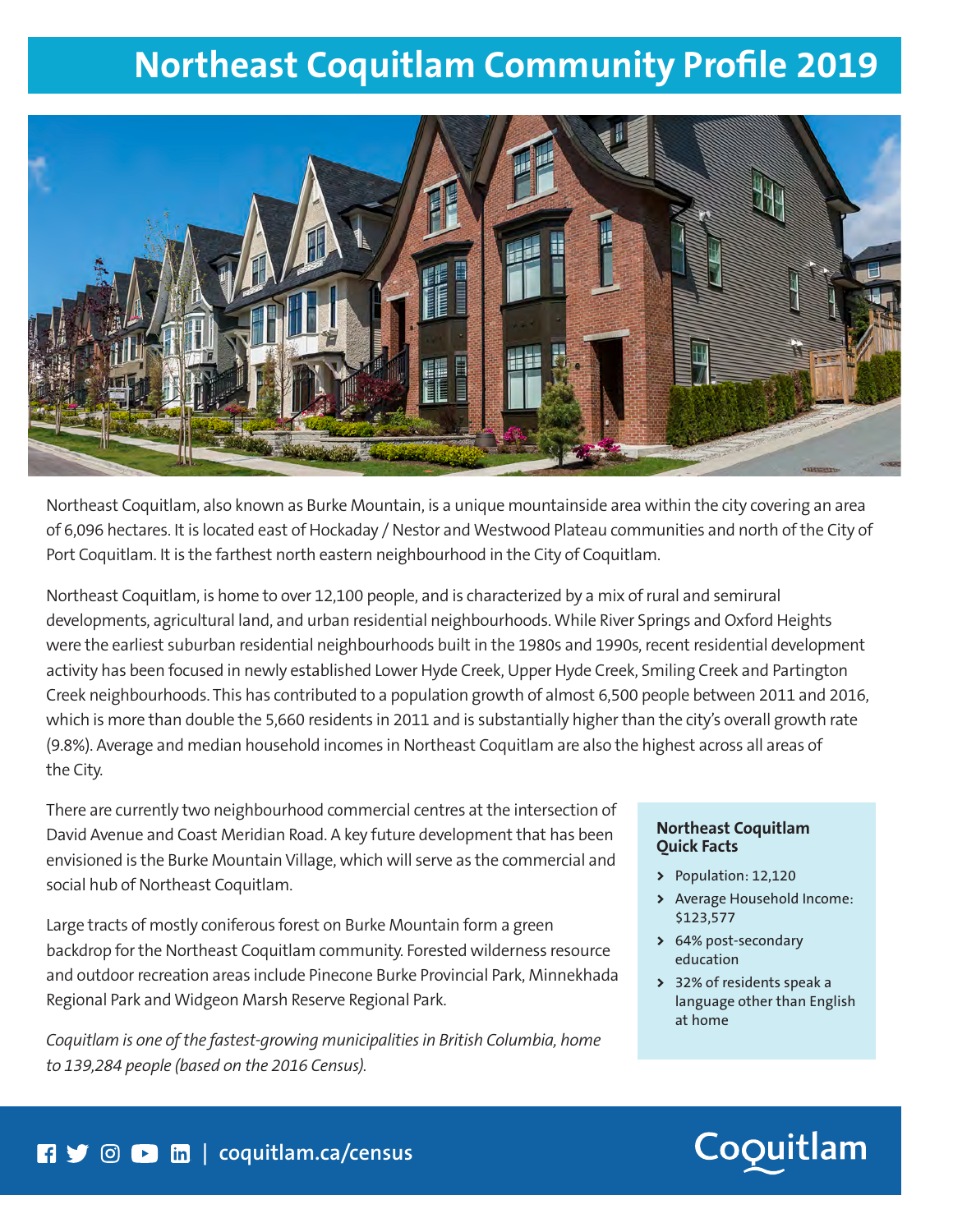# Northeast Coquitlam Community Profile 2019

Northeast Coquitlam, also known as Burke Mountain, is a unique mountainside area within the city covering an area of 6,096 hectares. It is located east of Hockaday / Nestor and Westwood Plateau communities and north of the City of Port Coquitlam. It is the farthest north eastern neighbourhood in the City of Coquitlam.

Northeast Coquitlam, is home to over 12,100 people, and is characterized by a mix of rural and semirural developments, agricultural land, and urban residential neighbourhoods. While River Springs and Oxford Heights were the earliest suburban residential neighbourhoods built in the 1980s and 1990s, recent residential development activity has been focused in newly established Lower Hyde Creek, Upper Hyde Creek, Smiling Creek and Partington Creek neighbourhoods. This has contributed to a population growth of almost 6,500 people between 2011 and 2016, which is more than double the 5,660 residents in 2011 and is substantially higher than the city's overall growth rate (9.8%). Average and median household incomes in Northeast Coquitlam are also the highest across all areas of the City.

There are currently two neighbourhood commercial centres at the intersection of David Avenue and Coast Meridian Road. A key future development that has been envisioned is the Burke Mountain Village, which will serve as the commercial and social hub of Northeast Coquitlam.

Large tracts of mostly coniferous forest on Burke Mountain form a green backdrop for the Northeast Coquitlam community. Forested wilderness resource and outdoor recreation areas include Pinecone Burke Provincial Park, Minnekhada Regional Park and Widgeon Marsh Reserve Regional Park.

*Coquitlam is one of the fastest-growing municipalities in British Columbia, home to 139,284 people (based on the 2016 Census).*

**Northeast Coquitlam Quick Facts**

- Population: 12,120
- Average Household Income: $123,577
- 64% post-secondary education
- 32% of residents speak a language other than English at home

coquitlam.ca/census

Coquitlam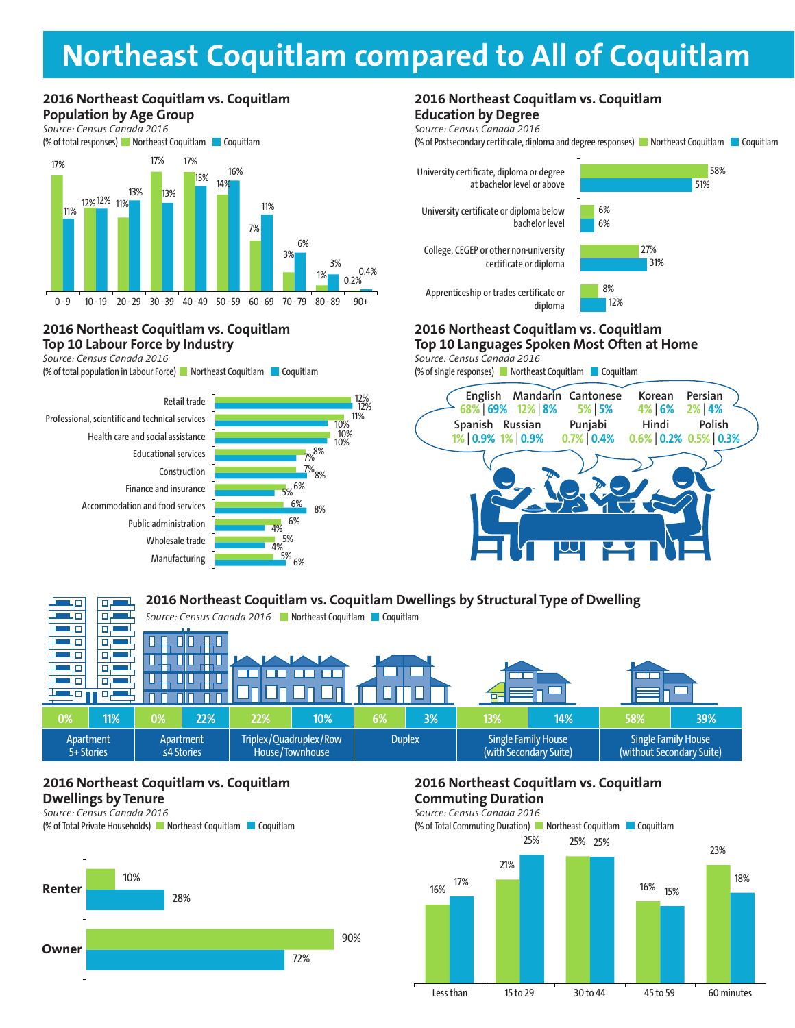# Northeast Coquitlam compared to All of Coquitlam

## 2016 Northeast Coquitlam vs. Coquitlam Population by Age Group

*Source: Census Canada 2016*

(% of total responses)

| Age Group | Northeast Coquitlam | Coquitlam |
|---|---|---|
| 0 - 9 | 17% | 11% |
| 10 - 19 | 12% | 12% |
| 20 - 29 | 11% | 13% |
| 30 - 39 | 17% | 13% |
| 40 - 49 | 17% | 15% |
| 50 - 59 | 14% | 16% |
| 60 - 69 | 7% | 11% |
| 70 - 79 | 3% | 6% |
| 80 - 89 | 1% | 3% |
| 90+ | 0.2% | 0.4% |

## 2016 Northeast Coquitlam vs. Coquitlam Education by Degree

*Source: Census Canada 2016*

(% of Postsecondary certificate, diploma and degree responses)

| Degree | Northeast Coquitlam | Coquitlam |
|---|---|---|
| University certificate, diploma or degree at bachelor level or above | 58% | 51% |
| University certificate or diploma below bachelor level | 6% | 6% |
| College, CEGEP or other non-university certificate or diploma | 27% | 31% |
| Apprenticeship or trades certificate or diploma | 8% | 12% |

## 2016 Northeast Coquitlam vs. Coquitlam Top 10 Labour Force by Industry

*Source: Census Canada 2016*

(% of total population in Labour Force)

| Industry | Northeast Coquitlam | Coquitlam |
|---|---|---|
| Retail trade | 12% | 12% |
| Professional, scientific and technical services | 11% | 10% |
| Health care and social assistance | 10% | 10% |
| Educational services | 7% | 8% |
| Construction | 7% | 8% |
| Finance and insurance | 6% | 5% |
| Accommodation and food services | 6% | 8% |
| Public administration | 6% | 4% |
| Wholesale trade | 4% | 5% |
| Manufacturing | 5% | 6% |

## 2016 Northeast Coquitlam vs. Coquitlam Top 10 Languages Spoken Most Often at Home

*Source: Census Canada 2016*

(% of single responses)

| Language | Northeast Coquitlam | Coquitlam |
|---|---|---|
| English | 68% | 69% |
| Mandarin | 12% | 8% |
| Cantonese | 5% | 5% |
| Korean | 4% | 6% |
| Persian | 2% | 4% |
| Spanish | 1% | 0.9% |
| Russian | 1% | 0.9% |
| Punjabi | 0.7% | 0.4% |
| Hindi | 0.6% | 0.2% |
| Polish | 0.5% | 0.3% |

## 2016 Northeast Coquitlam vs. Coquitlam Dwellings by Structural Type of Dwelling

*Source: Census Canada 2016*

| Type of Dwelling | Northeast Coquitlam | Coquitlam |
|---|---|---|
| Apartment 5+ Stories | 0% | 11% |
| Apartment ≤4 Stories | 0% | 22% |
| Triplex/Quadruplex/Row House/Townhouse | 22% | 10% |
| Duplex | 6% | 3% |
| Single Family House (with Secondary Suite) | 13% | 14% |
| Single Family House (without Secondary Suite) | 58% | 39% |

## 2016 Northeast Coquitlam vs. Coquitlam Dwellings by Tenure

*Source: Census Canada 2016*

(% of Total Private Households)

| Tenure | Northeast Coquitlam | Coquitlam |
|---|---|---|
| Renter | 10% | 28% |
| Owner | 90% | 72% |

## 2016 Northeast Coquitlam vs. Coquitlam Commuting Duration

*Source: Census Canada 2016*

(% of Total Commuting Duration)

| Commuting Duration | Northeast Coquitlam | Coquitlam |
|---|---|---|
| Less than | 16% | 17% |
| 15 to 29 | 21% | 25% |
| 30 to 44 | 25% | 25% |
| 45 to 59 | 16% | 15% |
| 60 minutes | 23% | 18% |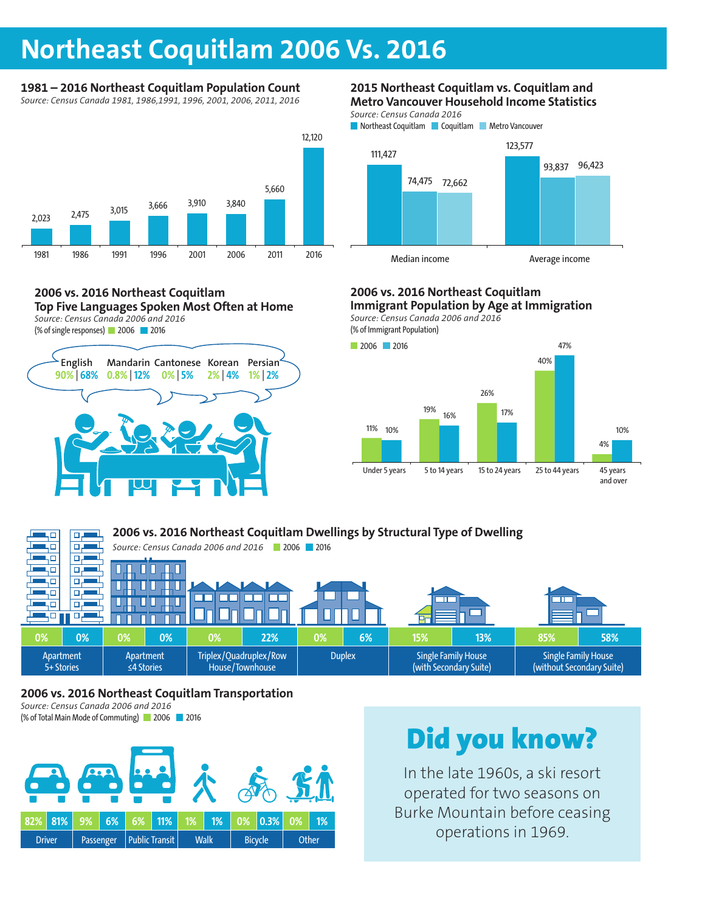# Northeast Coquitlam 2006 Vs. 2016

## 1981 – 2016 Northeast Coquitlam Population Count

*Source: Census Canada 1981, 1986,1991, 1996, 2001, 2006, 2011, 2016*

| Year | Population |
|---|---|
| 1981 | 2,023 |
| 1986 | 2,475 |
| 1991 | 3,015 |
| 1996 | 3,666 |
| 2001 | 3,910 |
| 2006 | 3,840 |
| 2011 | 5,660 |
| 2016 | 12,120 |

## 2015 Northeast Coquitlam vs. Coquitlam and Metro Vancouver Household Income Statistics

*Source: Census Canada 2016*

| | Northeast Coquitlam | Coquitlam | Metro Vancouver |
|---|---|---|---|
| Median income | 111,427 | 74,475 | 72,662 |
| Average income | 123,577 | 93,837 | 96,423 |

## 2006 vs. 2016 Northeast Coquitlam Top Five Languages Spoken Most Often at Home

*Source: Census Canada 2006 and 2016*

(% of single responses) 2006 2016

| Language | 2006 | 2016 |
|---|---|---|
| English | 90% | 68% |
| Mandarin | 0.8% | 12% |
| Cantonese | 0% | 5% |
| Korean | 2% | 4% |
| Persian | 1% | 2% |

## 2006 vs. 2016 Northeast Coquitlam Immigrant Population by Age at Immigration

*Source: Census Canada 2006 and 2016*

(% of Immigrant Population)

| Age at Immigration | 2006 | 2016 |
|---|---|---|
| Under 5 years | 11% | 10% |
| 5 to 14 years | 19% | 16% |
| 15 to 24 years | 26% | 17% |
| 25 to 44 years | 40% | 47% |
| 45 years and over | 4% | 10% |

## 2006 vs. 2016 Northeast Coquitlam Dwellings by Structural Type of Dwelling

*Source: Census Canada 2006 and 2016*

| Dwelling Type | 2006 | 2016 |
|---|---|---|
| Apartment 5+ Stories | 0% | 0% |
| Apartment ≤4 Stories | 0% | 0% |
| Triplex/Quadruplex/Row House/Townhouse | 0% | 22% |
| Duplex | 0% | 6% |
| Single Family House (with Secondary Suite) | 15% | 13% |
| Single Family House (without Secondary Suite) | 85% | 58% |

## 2006 vs. 2016 Northeast Coquitlam Transportation

*Source: Census Canada 2006 and 2016*

(% of Total Main Mode of Commuting) 2006 2016

| Mode | 2006 | 2016 |
|---|---|---|
| Driver | 82% | 81% |
| Passenger | 9% | 6% |
| Public Transit | 6% | 11% |
| Walk | 1% | 1% |
| Bicycle | 0% | 0.3% |
| Other | 0% | 1% |

## Did you know?

In the late 1960s, a ski resort operated for two seasons on Burke Mountain before ceasing operations in 1969.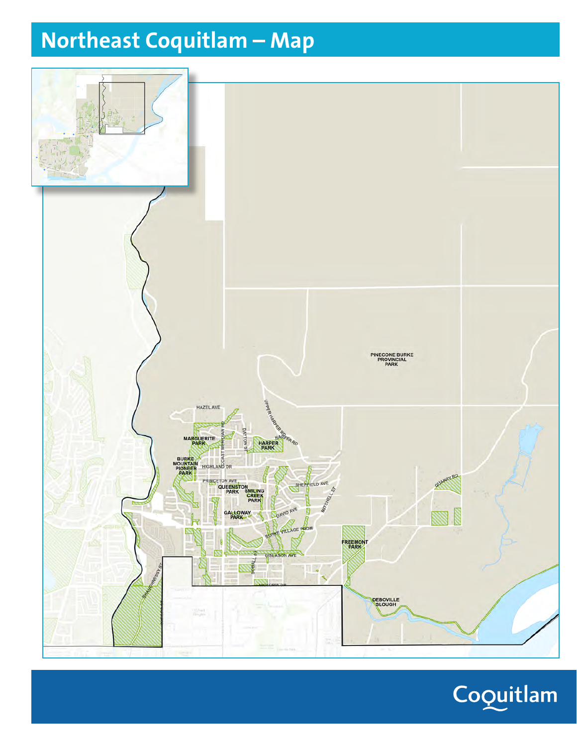# Northeast Coquitlam – Map

PINECONE BURKE PROVINCIAL PARK

HAZEL AVE

UPPER HARPER RD

HARPER RD

MARGUERITE PARK

COAST MERIDIAN RD

DAYTON ST

HARPER PARK

BURKE MOUNTAIN PIONEER PARK

HIGHLAND DR

PRINCETON AVE

QUEENSTON PARK

SMILING CREEK PARK

SHEFFIELD AVE

MITCHELL ST

QUARRY RD

GALLOWAY PARK

DAVID AVE

BURKE VILLAGE PROM

FREEMONT PARK

GISLASON AVE

SOBALL ST

VICTORIA DR

SHAUGHNESSY ST

DEBOVILLE SLOUGH

Coquitlam